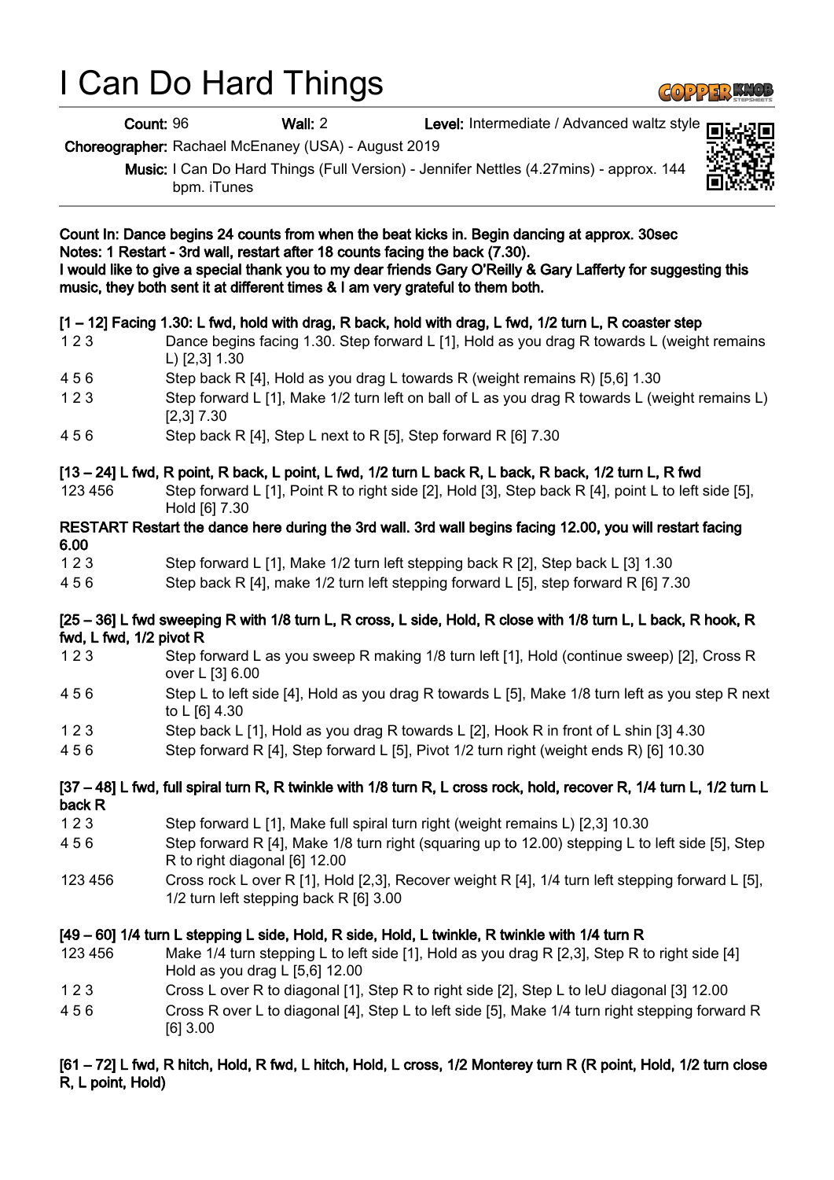# I Can Do Hard Things

**Count:** 96 **Wall:** 2 **Level:** Intermediate / Advanced waltz style

**Choreographer:** Rachael McEnaney (USA) - August 2019

**Music:** I Can Do Hard Things (Full Version) - Jennifer Nettles (4.27mins) - approx. 144 bpm. iTunes

---

**Count In: Dance begins 24 counts from when the beat kicks in. Begin dancing at approx. 30sec**
**Notes: 1 Restart - 3rd wall, restart after 18 counts facing the back (7.30).**
**I would like to give a special thank you to my dear friends Gary O'Reilly & Gary Lafferty for suggesting this music, they both sent it at different times & I am very grateful to them both.**

**[1 – 12] Facing 1.30: L fwd, hold with drag, R back, hold with drag, L fwd, 1/2 turn L, R coaster step**

| | |
|---|---|
| 1 2 3 | Dance begins facing 1.30. Step forward L [1], Hold as you drag R towards L (weight remains L) [2,3] 1.30 |
| 4 5 6 | Step back R [4], Hold as you drag L towards R (weight remains R) [5,6] 1.30 |
| 1 2 3 | Step forward L [1], Make 1/2 turn left on ball of L as you drag R towards L (weight remains L) [2,3] 7.30 |
| 4 5 6 | Step back R [4], Step L next to R [5], Step forward R [6] 7.30 |

**[13 – 24] L fwd, R point, R back, L point, L fwd, 1/2 turn L back R, L back, R back, 1/2 turn L, R fwd**

| | |
|---|---|
| 123 456 | Step forward L [1], Point R to right side [2], Hold [3], Step back R [4], point L to left side [5], Hold [6] 7.30 |

**RESTART Restart the dance here during the 3rd wall. 3rd wall begins facing 12.00, you will restart facing 6.00**

| | |
|---|---|
| 1 2 3 | Step forward L [1], Make 1/2 turn left stepping back R [2], Step back L [3] 1.30 |
| 4 5 6 | Step back R [4], make 1/2 turn left stepping forward L [5], step forward R [6] 7.30 |

**[25 – 36] L fwd sweeping R with 1/8 turn L, R cross, L side, Hold, R close with 1/8 turn L, L back, R hook, R fwd, L fwd, 1/2 pivot R**

| | |
|---|---|
| 1 2 3 | Step forward L as you sweep R making 1/8 turn left [1], Hold (continue sweep) [2], Cross R over L [3] 6.00 |
| 4 5 6 | Step L to left side [4], Hold as you drag R towards L [5], Make 1/8 turn left as you step R next to L [6] 4.30 |
| 1 2 3 | Step back L [1], Hold as you drag R towards L [2], Hook R in front of L shin [3] 4.30 |
| 4 5 6 | Step forward R [4], Step forward L [5], Pivot 1/2 turn right (weight ends R) [6] 10.30 |

**[37 – 48] L fwd, full spiral turn R, R twinkle with 1/8 turn R, L cross rock, hold, recover R, 1/4 turn L, 1/2 turn L back R**

| | |
|---|---|
| 1 2 3 | Step forward L [1], Make full spiral turn right (weight remains L) [2,3] 10.30 |
| 4 5 6 | Step forward R [4], Make 1/8 turn right (squaring up to 12.00) stepping L to left side [5], Step R to right diagonal [6] 12.00 |
| 123 456 | Cross rock L over R [1], Hold [2,3], Recover weight R [4], 1/4 turn left stepping forward L [5], 1/2 turn left stepping back R [6] 3.00 |

**[49 – 60] 1/4 turn L stepping L side, Hold, R side, Hold, L twinkle, R twinkle with 1/4 turn R**

| | |
|---|---|
| 123 456 | Make 1/4 turn stepping L to left side [1], Hold as you drag R [2,3], Step R to right side [4] Hold as you drag L [5,6] 12.00 |
| 1 2 3 | Cross L over R to diagonal [1], Step R to right side [2], Step L to leU diagonal [3] 12.00 |
| 4 5 6 | Cross R over L to diagonal [4], Step L to left side [5], Make 1/4 turn right stepping forward R [6] 3.00 |

**[61 – 72] L fwd, R hitch, Hold, R fwd, L hitch, Hold, L cross, 1/2 Monterey turn R (R point, Hold, 1/2 turn close R, L point, Hold)**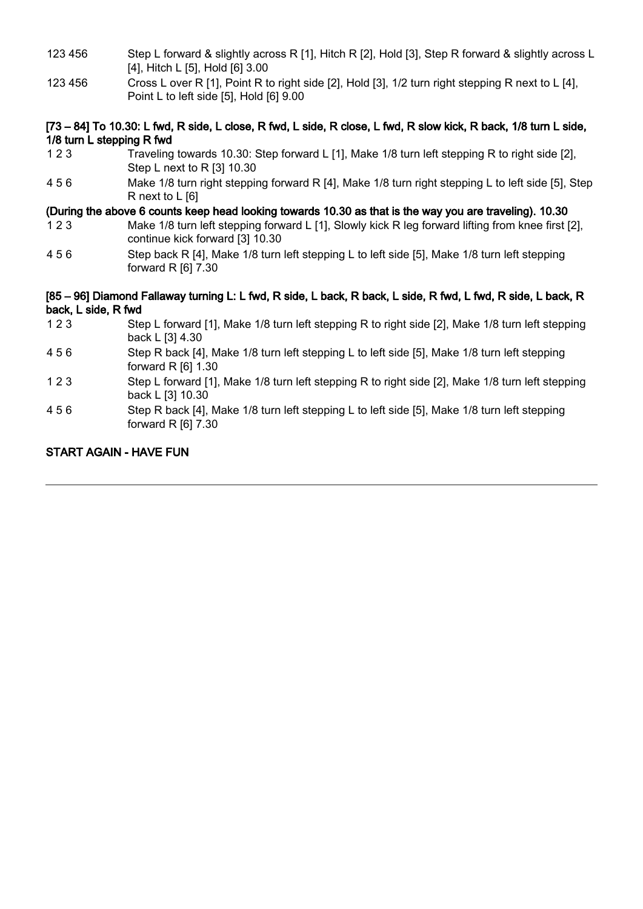| | |
|---|---|
| 123 456 | Step L forward & slightly across R [1], Hitch R [2], Hold [3], Step R forward & slightly across L [4], Hitch L [5], Hold [6] 3.00 |
| 123 456 | Cross L over R [1], Point R to right side [2], Hold [3], 1/2 turn right stepping R next to L [4], Point L to left side [5], Hold [6] 9.00 |

**[73 – 84] To 10.30: L fwd, R side, L close, R fwd, L side, R close, L fwd, R slow kick, R back, 1/8 turn L side, 1/8 turn L stepping R fwd**

| | |
|---|---|
| 1 2 3 | Traveling towards 10.30: Step forward L [1], Make 1/8 turn left stepping R to right side [2], Step L next to R [3] 10.30 |
| 4 5 6 | Make 1/8 turn right stepping forward R [4], Make 1/8 turn right stepping L to left side [5], Step R next to L [6] |

**(During the above 6 counts keep head looking towards 10.30 as that is the way you are traveling). 10.30**

| | |
|---|---|
| 1 2 3 | Make 1/8 turn left stepping forward L [1], Slowly kick R leg forward lifting from knee first [2], continue kick forward [3] 10.30 |
| 4 5 6 | Step back R [4], Make 1/8 turn left stepping L to left side [5], Make 1/8 turn left stepping forward R [6] 7.30 |

**[85 – 96] Diamond Fallaway turning L: L fwd, R side, L back, R back, L side, R fwd, L fwd, R side, L back, R back, L side, R fwd**

| | |
|---|---|
| 1 2 3 | Step L forward [1], Make 1/8 turn left stepping R to right side [2], Make 1/8 turn left stepping back L [3] 4.30 |
| 4 5 6 | Step R back [4], Make 1/8 turn left stepping L to left side [5], Make 1/8 turn left stepping forward R [6] 1.30 |
| 1 2 3 | Step L forward [1], Make 1/8 turn left stepping R to right side [2], Make 1/8 turn left stepping back L [3] 10.30 |
| 4 5 6 | Step R back [4], Make 1/8 turn left stepping L to left side [5], Make 1/8 turn left stepping forward R [6] 7.30 |

**START AGAIN - HAVE FUN**